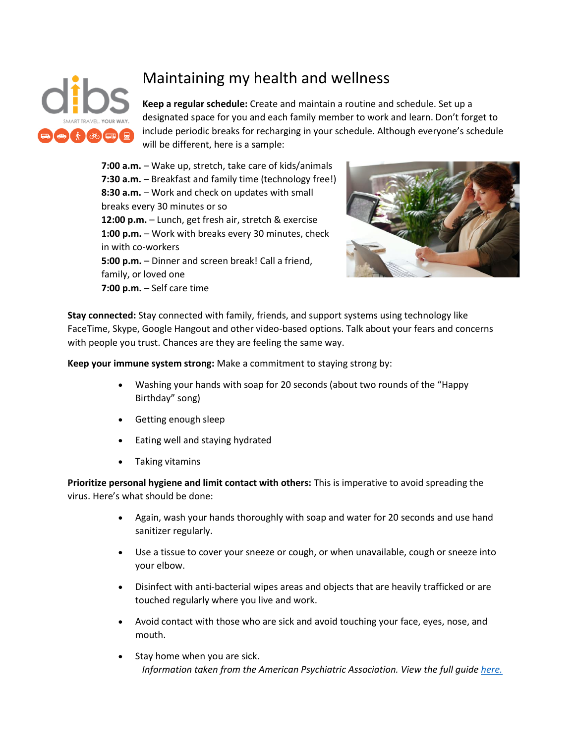# Maintaining my health and wellness

**Keep a regular schedule:** Create and maintain a routine and schedule. Set up a designated space for you and each family member to work and learn. Don't forget to include periodic breaks for recharging in your schedule. Although everyone's schedule will be different, here is a sample:

**7:00 a.m.** – Wake up, stretch, take care of kids/animals
**7:30 a.m.** – Breakfast and family time (technology free!)
**8:30 a.m.** – Work and check on updates with small breaks every 30 minutes or so
**12:00 p.m.** – Lunch, get fresh air, stretch & exercise
**1:00 p.m.** – Work with breaks every 30 minutes, check in with co-workers
**5:00 p.m.** – Dinner and screen break! Call a friend, family, or loved one
**7:00 p.m.** – Self care time

**Stay connected:** Stay connected with family, friends, and support systems using technology like FaceTime, Skype, Google Hangout and other video-based options. Talk about your fears and concerns with people you trust. Chances are they are feeling the same way.

**Keep your immune system strong:** Make a commitment to staying strong by:

- Washing your hands with soap for 20 seconds (about two rounds of the "Happy Birthday" song)
- Getting enough sleep
- Eating well and staying hydrated
- Taking vitamins

**Prioritize personal hygiene and limit contact with others:** This is imperative to avoid spreading the virus. Here's what should be done:

- Again, wash your hands thoroughly with soap and water for 20 seconds and use hand sanitizer regularly.
- Use a tissue to cover your sneeze or cough, or when unavailable, cough or sneeze into your elbow.
- Disinfect with anti-bacterial wipes areas and objects that are heavily trafficked or are touched regularly where you live and work.
- Avoid contact with those who are sick and avoid touching your face, eyes, nose, and mouth.
- Stay home when you are sick.

*Information taken from the American Psychiatric Association. View the full guide here.*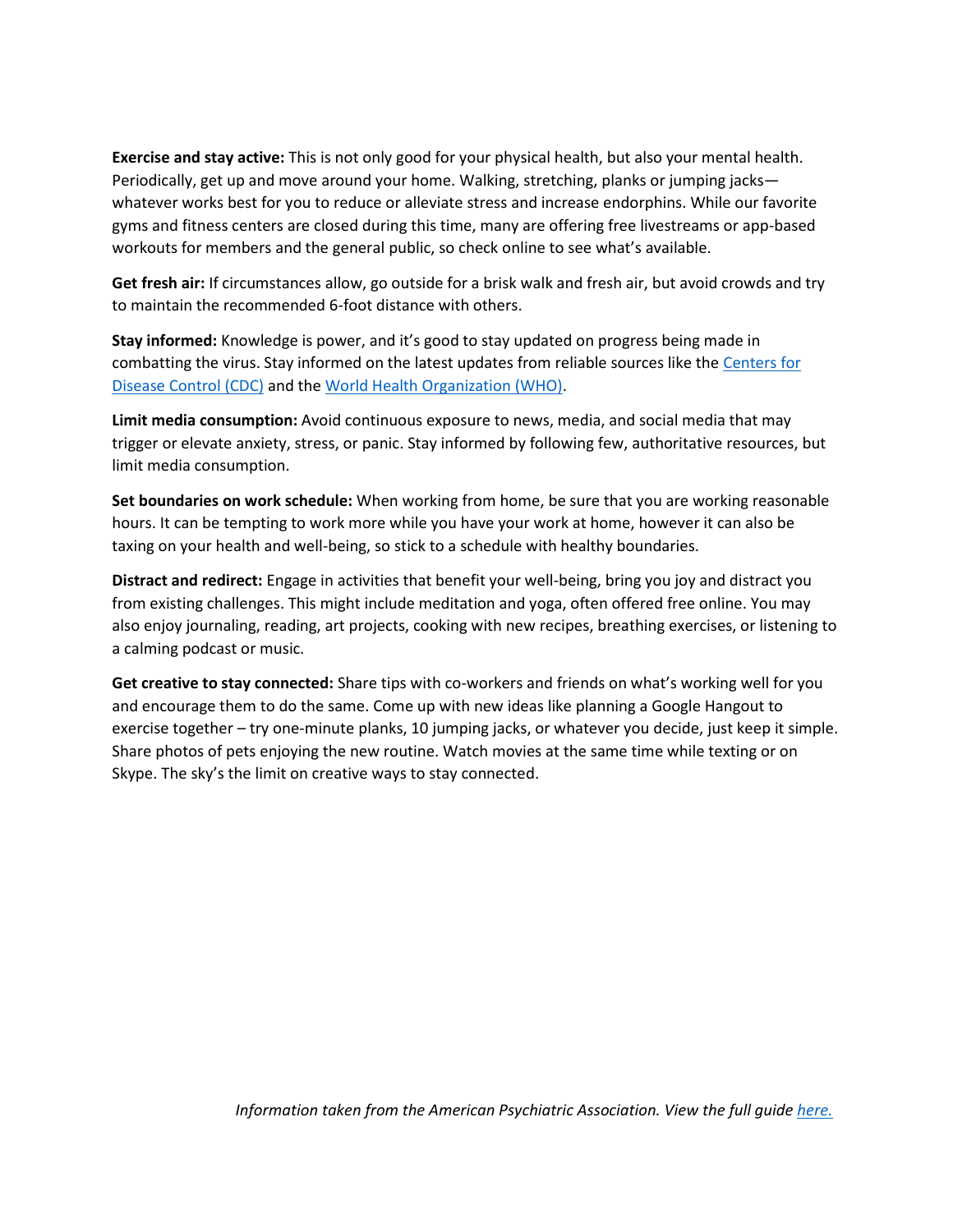**Exercise and stay active:** This is not only good for your physical health, but also your mental health. Periodically, get up and move around your home. Walking, stretching, planks or jumping jacks—whatever works best for you to reduce or alleviate stress and increase endorphins. While our favorite gyms and fitness centers are closed during this time, many are offering free livestreams or app-based workouts for members and the general public, so check online to see what's available.

**Get fresh air:** If circumstances allow, go outside for a brisk walk and fresh air, but avoid crowds and try to maintain the recommended 6-foot distance with others.

**Stay informed:** Knowledge is power, and it's good to stay updated on progress being made in combatting the virus. Stay informed on the latest updates from reliable sources like the Centers for Disease Control (CDC) and the World Health Organization (WHO).

**Limit media consumption:** Avoid continuous exposure to news, media, and social media that may trigger or elevate anxiety, stress, or panic. Stay informed by following few, authoritative resources, but limit media consumption.

**Set boundaries on work schedule:** When working from home, be sure that you are working reasonable hours. It can be tempting to work more while you have your work at home, however it can also be taxing on your health and well-being, so stick to a schedule with healthy boundaries.

**Distract and redirect:** Engage in activities that benefit your well-being, bring you joy and distract you from existing challenges. This might include meditation and yoga, often offered free online. You may also enjoy journaling, reading, art projects, cooking with new recipes, breathing exercises, or listening to a calming podcast or music.

**Get creative to stay connected:** Share tips with co-workers and friends on what's working well for you and encourage them to do the same. Come up with new ideas like planning a Google Hangout to exercise together – try one-minute planks, 10 jumping jacks, or whatever you decide, just keep it simple. Share photos of pets enjoying the new routine. Watch movies at the same time while texting or on Skype. The sky's the limit on creative ways to stay connected.

*Information taken from the American Psychiatric Association. View the full guide here.*